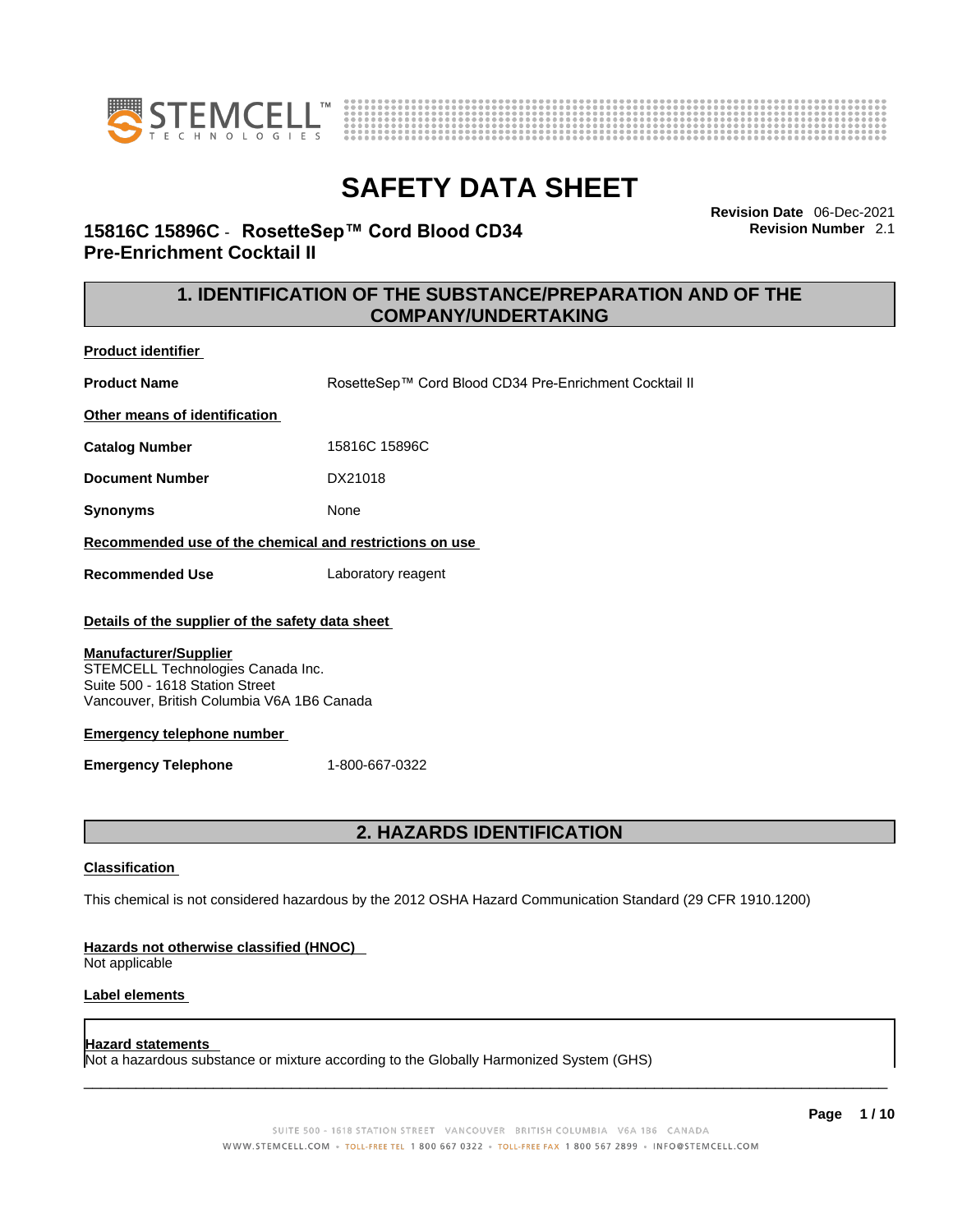# SAFETY DATA SHEET

## 15816C 15896C - RosetteSep™ Cord Blood CD34 Pre-Enrichment Cocktail II

**Revision Date** 06-Dec-2021
**Revision Number** 2.1

## 1. IDENTIFICATION OF THE SUBSTANCE/PREPARATION AND OF THE COMPANY/UNDERTAKING

**Product identifier**

**Product Name** RosetteSep™ Cord Blood CD34 Pre-Enrichment Cocktail II

**Other means of identification**

**Catalog Number** 15816C 15896C

**Document Number** DX21018

**Synonyms** None

**Recommended use of the chemical and restrictions on use**

**Recommended Use** Laboratory reagent

**Details of the supplier of the safety data sheet**

**Manufacturer/Supplier**
STEMCELL Technologies Canada Inc.
Suite 500 - 1618 Station Street
Vancouver, British Columbia V6A 1B6 Canada

**Emergency telephone number**

**Emergency Telephone** 1-800-667-0322

## 2. HAZARDS IDENTIFICATION

**Classification**

This chemical is not considered hazardous by the 2012 OSHA Hazard Communication Standard (29 CFR 1910.1200)

**Hazards not otherwise classified (HNOC)**
Not applicable

**Label elements**

**Hazard statements**
Not a hazardous substance or mixture according to the Globally Harmonized System (GHS)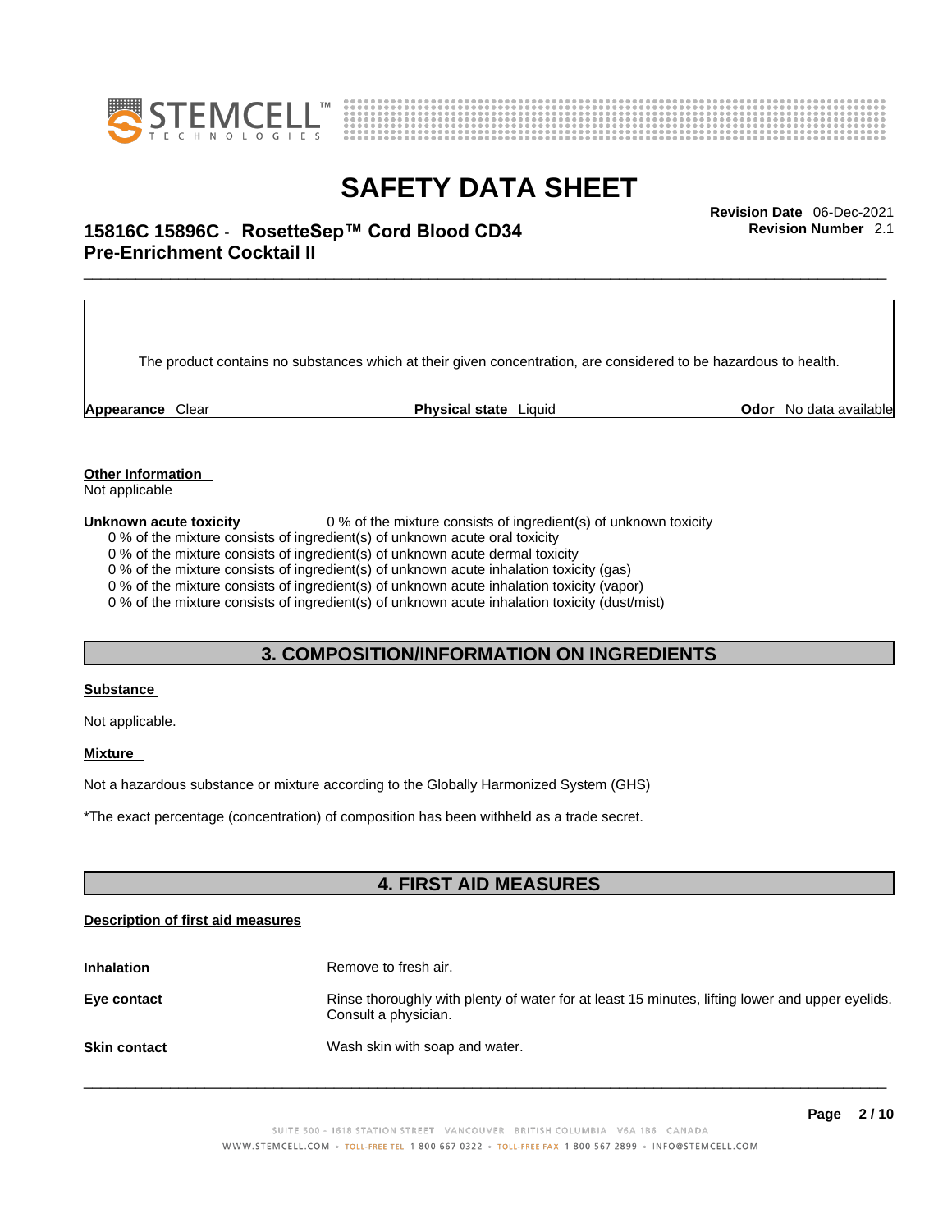The product contains no substances which at their given concentration, are considered to be hazardous to health.

| **Appearance** Clear | **Physical state** Liquid | **Odor** No data available |
|---|---|---|

**Other Information**

Not applicable

**Unknown acute toxicity** 0 % of the mixture consists of ingredient(s) of unknown toxicity

0 % of the mixture consists of ingredient(s) of unknown acute oral toxicity
0 % of the mixture consists of ingredient(s) of unknown acute dermal toxicity
0 % of the mixture consists of ingredient(s) of unknown acute inhalation toxicity (gas)
0 % of the mixture consists of ingredient(s) of unknown acute inhalation toxicity (vapor)
0 % of the mixture consists of ingredient(s) of unknown acute inhalation toxicity (dust/mist)

## 3. COMPOSITION/INFORMATION ON INGREDIENTS

**Substance**

Not applicable.

**Mixture**

Not a hazardous substance or mixture according to the Globally Harmonized System (GHS)

*The exact percentage (concentration) of composition has been withheld as a trade secret.

## 4. FIRST AID MEASURES

**Description of first aid measures**

**Inhalation** Remove to fresh air.

**Eye contact** Rinse thoroughly with plenty of water for at least 15 minutes, lifting lower and upper eyelids. Consult a physician.

**Skin contact** Wash skin with soap and water.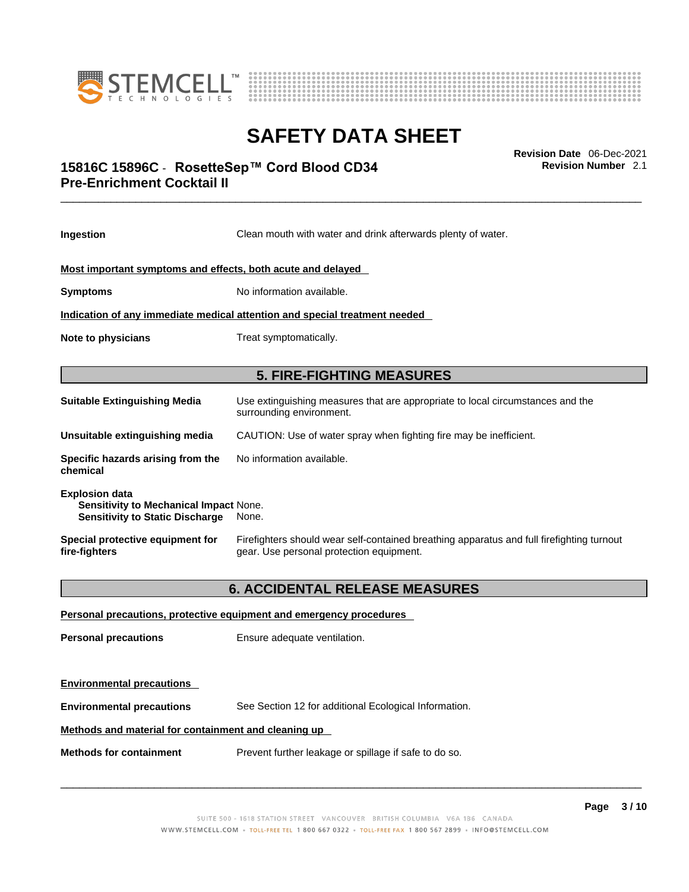**Ingestion** Clean mouth with water and drink afterwards plenty of water.

**Most important symptoms and effects, both acute and delayed**

**Symptoms** No information available.

**Indication of any immediate medical attention and special treatment needed**

**Note to physicians** Treat symptomatically.

## 5. FIRE-FIGHTING MEASURES

**Suitable Extinguishing Media** Use extinguishing measures that are appropriate to local circumstances and the surrounding environment.

**Unsuitable extinguishing media** CAUTION: Use of water spray when fighting fire may be inefficient.

**Specific hazards arising from the chemical** No information available.

**Explosion data**
**Sensitivity to Mechanical Impact** None.
**Sensitivity to Static Discharge** None.

**Special protective equipment for fire-fighters** Firefighters should wear self-contained breathing apparatus and full firefighting turnout gear. Use personal protection equipment.

## 6. ACCIDENTAL RELEASE MEASURES

**Personal precautions, protective equipment and emergency procedures**

**Personal precautions** Ensure adequate ventilation.

**Environmental precautions**

**Environmental precautions** See Section 12 for additional Ecological Information.

**Methods and material for containment and cleaning up**

**Methods for containment** Prevent further leakage or spillage if safe to do so.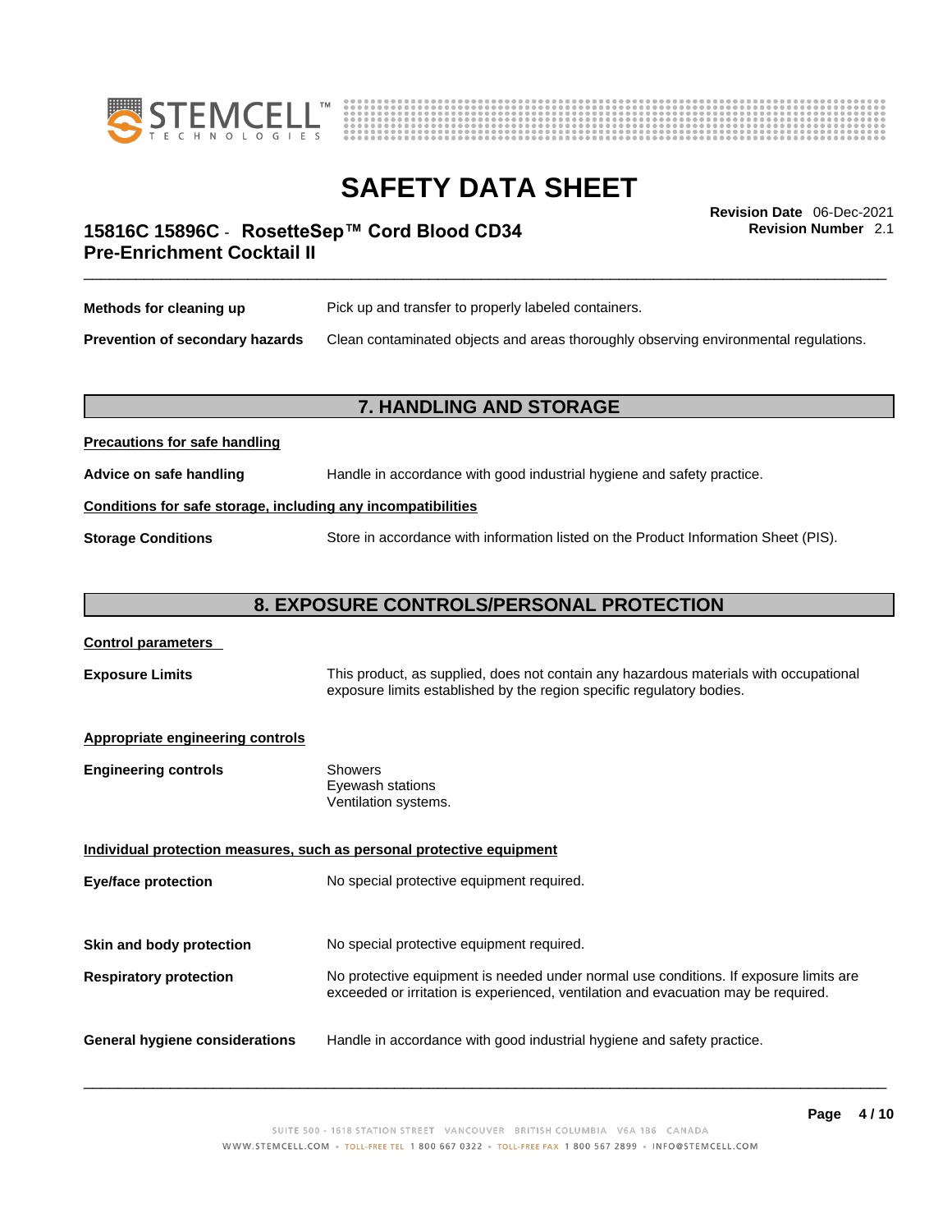| | |
|---|---|
| **Methods for cleaning up** | Pick up and transfer to properly labeled containers. |
| **Prevention of secondary hazards** | Clean contaminated objects and areas thoroughly observing environmental regulations. |

## 7. HANDLING AND STORAGE

**Precautions for safe handling**

| | |
|---|---|
| **Advice on safe handling** | Handle in accordance with good industrial hygiene and safety practice. |

**Conditions for safe storage, including any incompatibilities**

| | |
|---|---|
| **Storage Conditions** | Store in accordance with information listed on the Product Information Sheet (PIS). |

## 8. EXPOSURE CONTROLS/PERSONAL PROTECTION

**Control parameters**

| | |
|---|---|
| **Exposure Limits** | This product, as supplied, does not contain any hazardous materials with occupational exposure limits established by the region specific regulatory bodies. |

**Appropriate engineering controls**

| | |
|---|---|
| **Engineering controls** | Showers<br>Eyewash stations<br>Ventilation systems. |

**Individual protection measures, such as personal protective equipment**

| | |
|---|---|
| **Eye/face protection** | No special protective equipment required. |
| **Skin and body protection** | No special protective equipment required. |
| **Respiratory protection** | No protective equipment is needed under normal use conditions. If exposure limits are exceeded or irritation is experienced, ventilation and evacuation may be required. |
| **General hygiene considerations** | Handle in accordance with good industrial hygiene and safety practice. |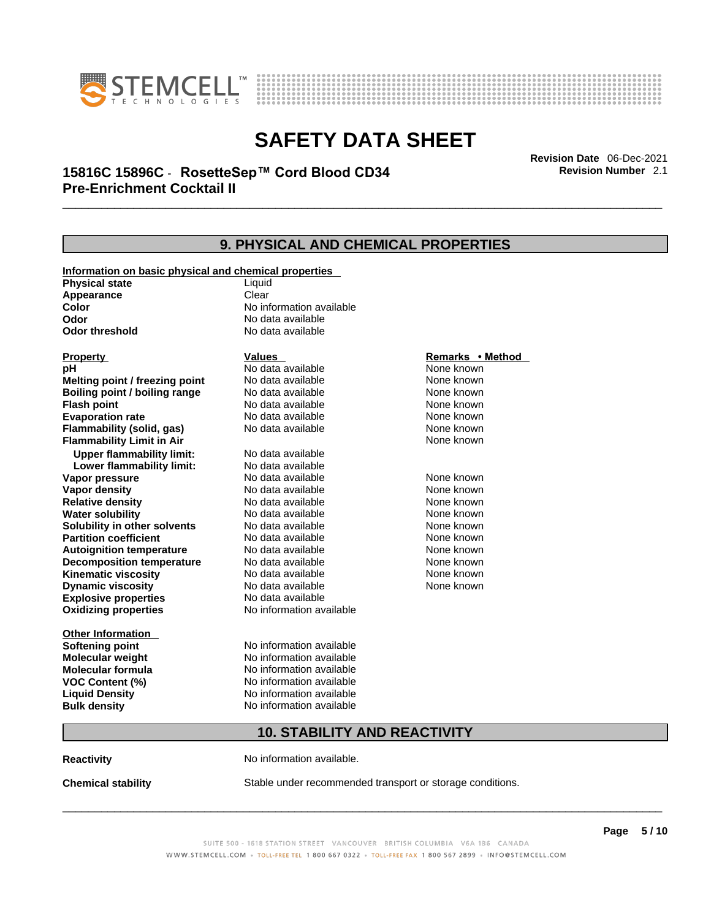## 9. PHYSICAL AND CHEMICAL PROPERTIES

**Information on basic physical and chemical properties**

| | |
|---|---|
| **Physical state** | Liquid |
| **Appearance** | Clear |
| **Color** | No information available |
| **Odor** | No data available |
| **Odor threshold** | No data available |

| Property | Values | Remarks • Method |
|---|---|---|
| **pH** | No data available | None known |
| **Melting point / freezing point** | No data available | None known |
| **Boiling point / boiling range** | No data available | None known |
| **Flash point** | No data available | None known |
| **Evaporation rate** | No data available | None known |
| **Flammability (solid, gas)** | No data available | None known |
| **Flammability Limit in Air** | | None known |
| **Upper flammability limit:** | No data available | |
| **Lower flammability limit:** | No data available | |
| **Vapor pressure** | No data available | None known |
| **Vapor density** | No data available | None known |
| **Relative density** | No data available | None known |
| **Water solubility** | No data available | None known |
| **Solubility in other solvents** | No data available | None known |
| **Partition coefficient** | No data available | None known |
| **Autoignition temperature** | No data available | None known |
| **Decomposition temperature** | No data available | None known |
| **Kinematic viscosity** | No data available | None known |
| **Dynamic viscosity** | No data available | None known |
| **Explosive properties** | No data available | |
| **Oxidizing properties** | No information available | |

**Other Information**

| | |
|---|---|
| **Softening point** | No information available |
| **Molecular weight** | No information available |
| **Molecular formula** | No information available |
| **VOC Content (%)** | No information available |
| **Liquid Density** | No information available |
| **Bulk density** | No information available |

## 10. STABILITY AND REACTIVITY

**Reactivity** No information available.

**Chemical stability** Stable under recommended transport or storage conditions.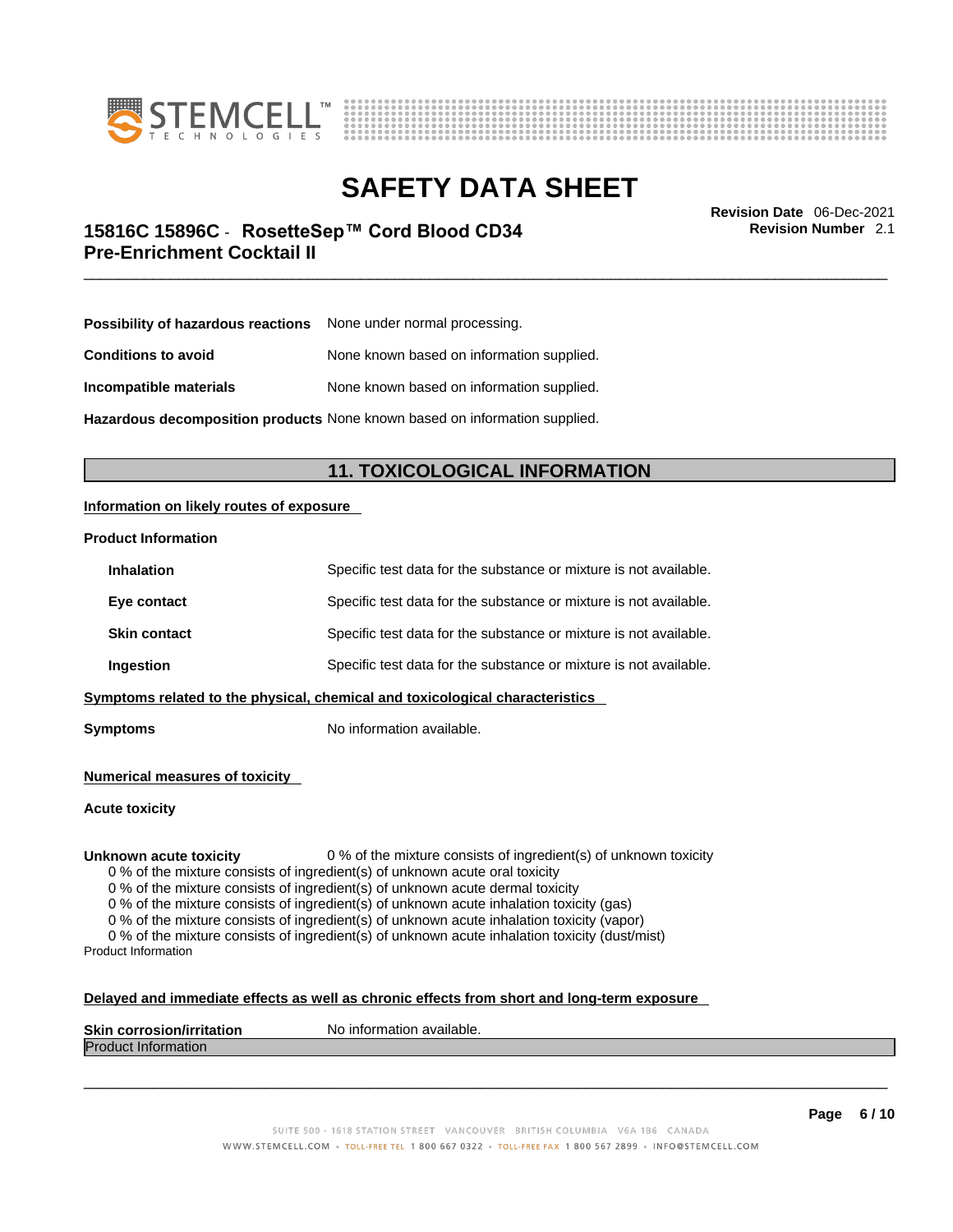**Possibility of hazardous reactions** None under normal processing.

**Conditions to avoid** None known based on information supplied.

**Incompatible materials** None known based on information supplied.

**Hazardous decomposition products** None known based on information supplied.

## 11. TOXICOLOGICAL INFORMATION

**Information on likely routes of exposure**

**Product Information**

**Inhalation** Specific test data for the substance or mixture is not available.

**Eye contact** Specific test data for the substance or mixture is not available.

**Skin contact** Specific test data for the substance or mixture is not available.

**Ingestion** Specific test data for the substance or mixture is not available.

**Symptoms related to the physical, chemical and toxicological characteristics**

**Symptoms** No information available.

**Numerical measures of toxicity**

**Acute toxicity**

**Unknown acute toxicity** 0 % of the mixture consists of ingredient(s) of unknown toxicity

0 % of the mixture consists of ingredient(s) of unknown acute oral toxicity
0 % of the mixture consists of ingredient(s) of unknown acute dermal toxicity
0 % of the mixture consists of ingredient(s) of unknown acute inhalation toxicity (gas)
0 % of the mixture consists of ingredient(s) of unknown acute inhalation toxicity (vapor)
0 % of the mixture consists of ingredient(s) of unknown acute inhalation toxicity (dust/mist)

Product Information

**Delayed and immediate effects as well as chronic effects from short and long-term exposure**

**Skin corrosion/irritation** No information available.

Product Information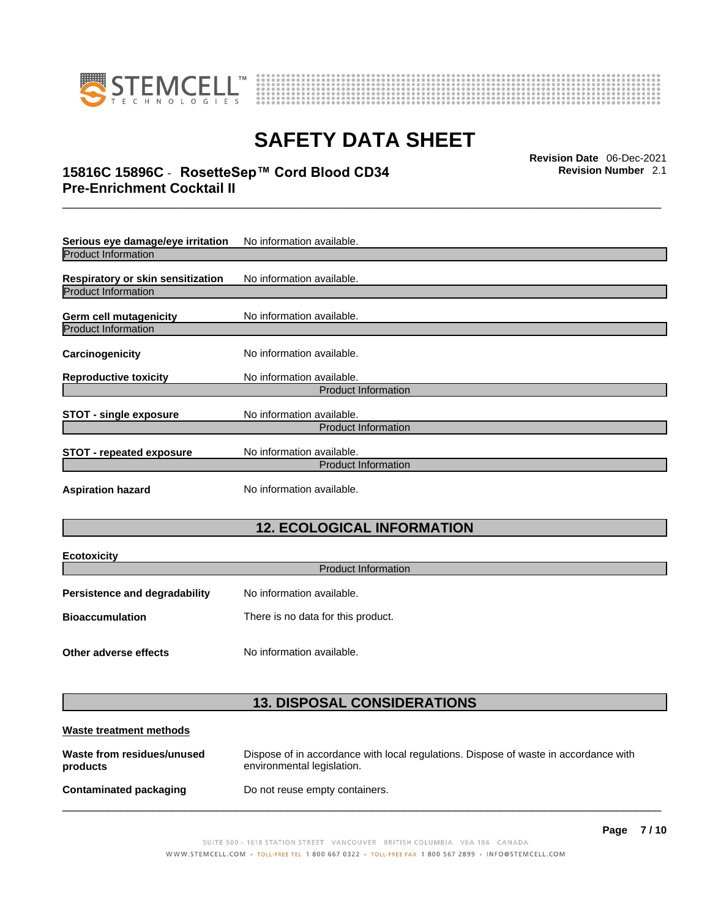**Serious eye damage/eye irritation** No information available.

Product Information

**Respiratory or skin sensitization** No information available.

Product Information

**Germ cell mutagenicity** No information available.

Product Information

**Carcinogenicity** No information available.

**Reproductive toxicity** No information available.

Product Information

**STOT - single exposure** No information available.

Product Information

**STOT - repeated exposure** No information available.

Product Information

**Aspiration hazard** No information available.

## 12. ECOLOGICAL INFORMATION

**Ecotoxicity**

Product Information

**Persistence and degradability** No information available.

**Bioaccumulation** There is no data for this product.

**Other adverse effects** No information available.

## 13. DISPOSAL CONSIDERATIONS

**Waste treatment methods**

**Waste from residues/unused products** Dispose of in accordance with local regulations. Dispose of waste in accordance with environmental legislation.

**Contaminated packaging** Do not reuse empty containers.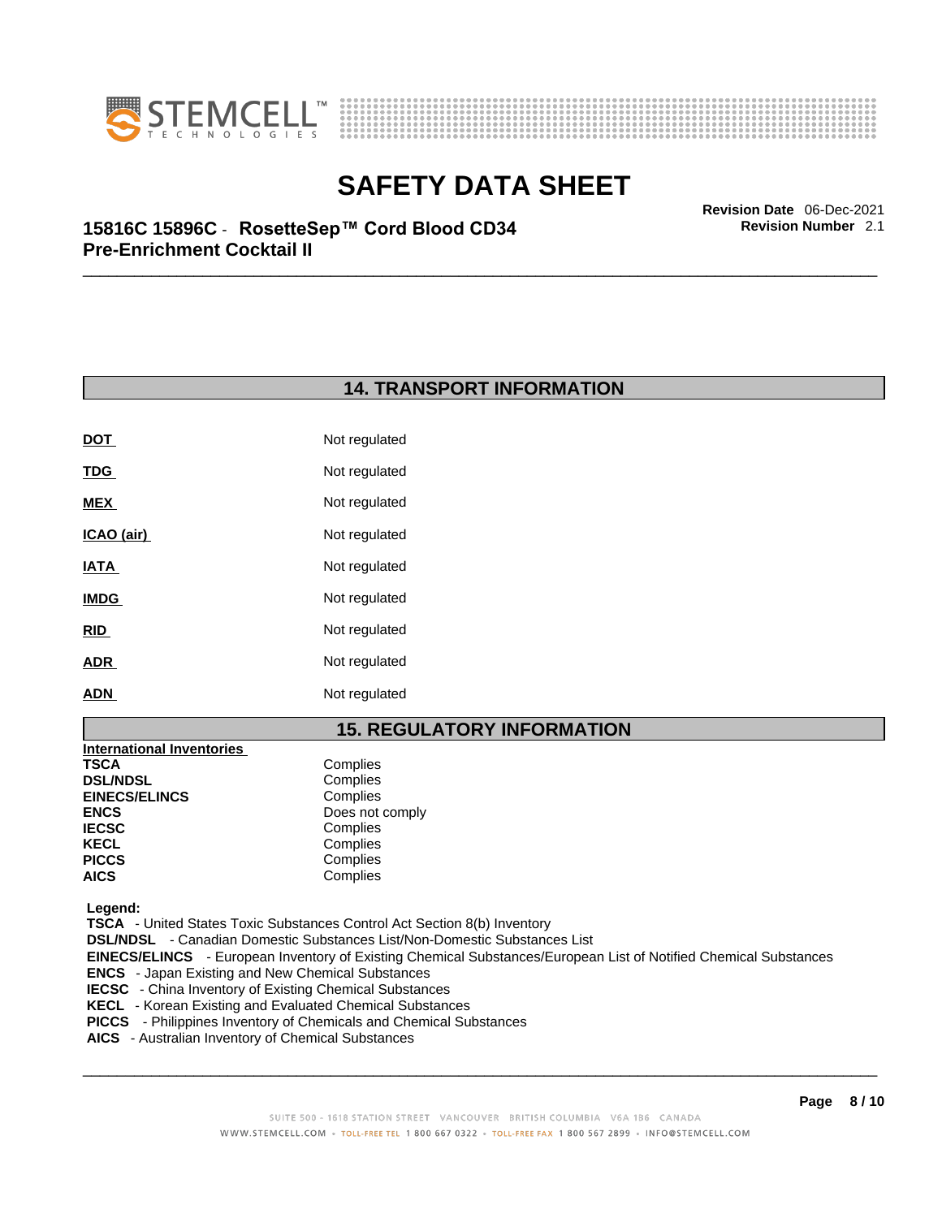## 14. TRANSPORT INFORMATION

| | |
|---|---|
| **DOT** | Not regulated |
| **TDG** | Not regulated |
| **MEX** | Not regulated |
| **ICAO (air)** | Not regulated |
| **IATA** | Not regulated |
| **IMDG** | Not regulated |
| **RID** | Not regulated |
| **ADR** | Not regulated |
| **ADN** | Not regulated |

## 15. REGULATORY INFORMATION

**International Inventories**

| | |
|---|---|
| **TSCA** | Complies |
| **DSL/NDSL** | Complies |
| **EINECS/ELINCS** | Complies |
| **ENCS** | Does not comply |
| **IECSC** | Complies |
| **KECL** | Complies |
| **PICCS** | Complies |
| **AICS** | Complies |

**Legend:**

**TSCA** - United States Toxic Substances Control Act Section 8(b) Inventory
**DSL/NDSL** - Canadian Domestic Substances List/Non-Domestic Substances List
**EINECS/ELINCS** - European Inventory of Existing Chemical Substances/European List of Notified Chemical Substances
**ENCS** - Japan Existing and New Chemical Substances
**IECSC** - China Inventory of Existing Chemical Substances
**KECL** - Korean Existing and Evaluated Chemical Substances
**PICCS** - Philippines Inventory of Chemicals and Chemical Substances
**AICS** - Australian Inventory of Chemical Substances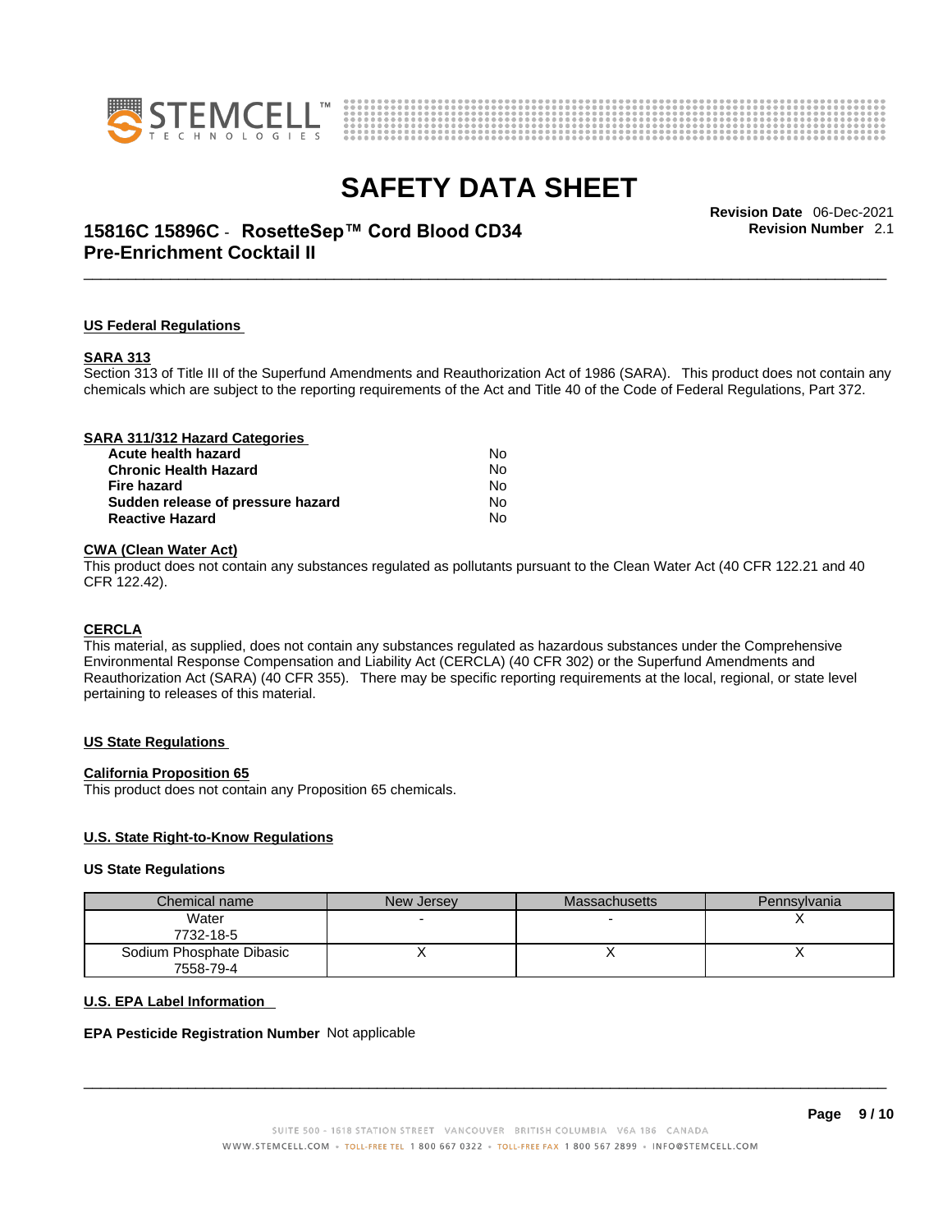## US Federal Regulations

### SARA 313

Section 313 of Title III of the Superfund Amendments and Reauthorization Act of 1986 (SARA). This product does not contain any chemicals which are subject to the reporting requirements of the Act and Title 40 of the Code of Federal Regulations, Part 372.

### SARA 311/312 Hazard Categories

| | |
|---|---|
| **Acute health hazard** | No |
| **Chronic Health Hazard** | No |
| **Fire hazard** | No |
| **Sudden release of pressure hazard** | No |
| **Reactive Hazard** | No |

### CWA (Clean Water Act)

This product does not contain any substances regulated as pollutants pursuant to the Clean Water Act (40 CFR 122.21 and 40 CFR 122.42).

### CERCLA

This material, as supplied, does not contain any substances regulated as hazardous substances under the Comprehensive Environmental Response Compensation and Liability Act (CERCLA) (40 CFR 302) or the Superfund Amendments and Reauthorization Act (SARA) (40 CFR 355). There may be specific reporting requirements at the local, regional, or state level pertaining to releases of this material.

## US State Regulations

### California Proposition 65

This product does not contain any Proposition 65 chemicals.

### U.S. State Right-to-Know Regulations

**US State Regulations**

| Chemical name | New Jersey | Massachusetts | Pennsylvania |
|---|---|---|---|
| Water<br>7732-18-5 | - | - | X |
| Sodium Phosphate Dibasic<br>7558-79-4 | X | X | X |

### U.S. EPA Label Information

**EPA Pesticide Registration Number** Not applicable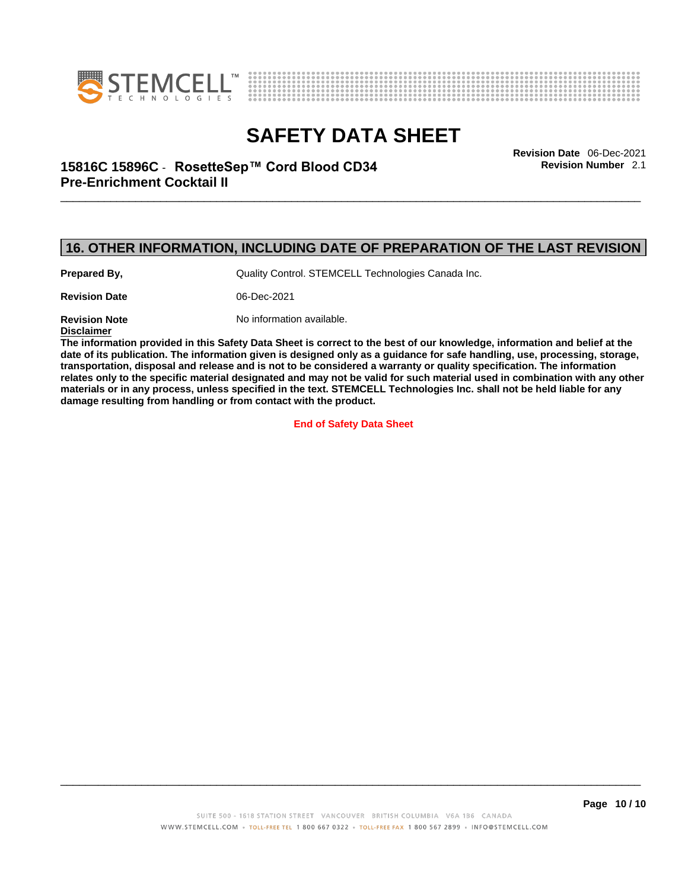## 16. OTHER INFORMATION, INCLUDING DATE OF PREPARATION OF THE LAST REVISION

**Prepared By,** Quality Control. STEMCELL Technologies Canada Inc.

**Revision Date** 06-Dec-2021

**Revision Note** No information available.

**Disclaimer**

**The information provided in this Safety Data Sheet is correct to the best of our knowledge, information and belief at the date of its publication. The information given is designed only as a guidance for safe handling, use, processing, storage, transportation, disposal and release and is not to be considered a warranty or quality specification. The information relates only to the specific material designated and may not be valid for such material used in combination with any other materials or in any process, unless specified in the text. STEMCELL Technologies Inc. shall not be held liable for any damage resulting from handling or from contact with the product.**

**End of Safety Data Sheet**